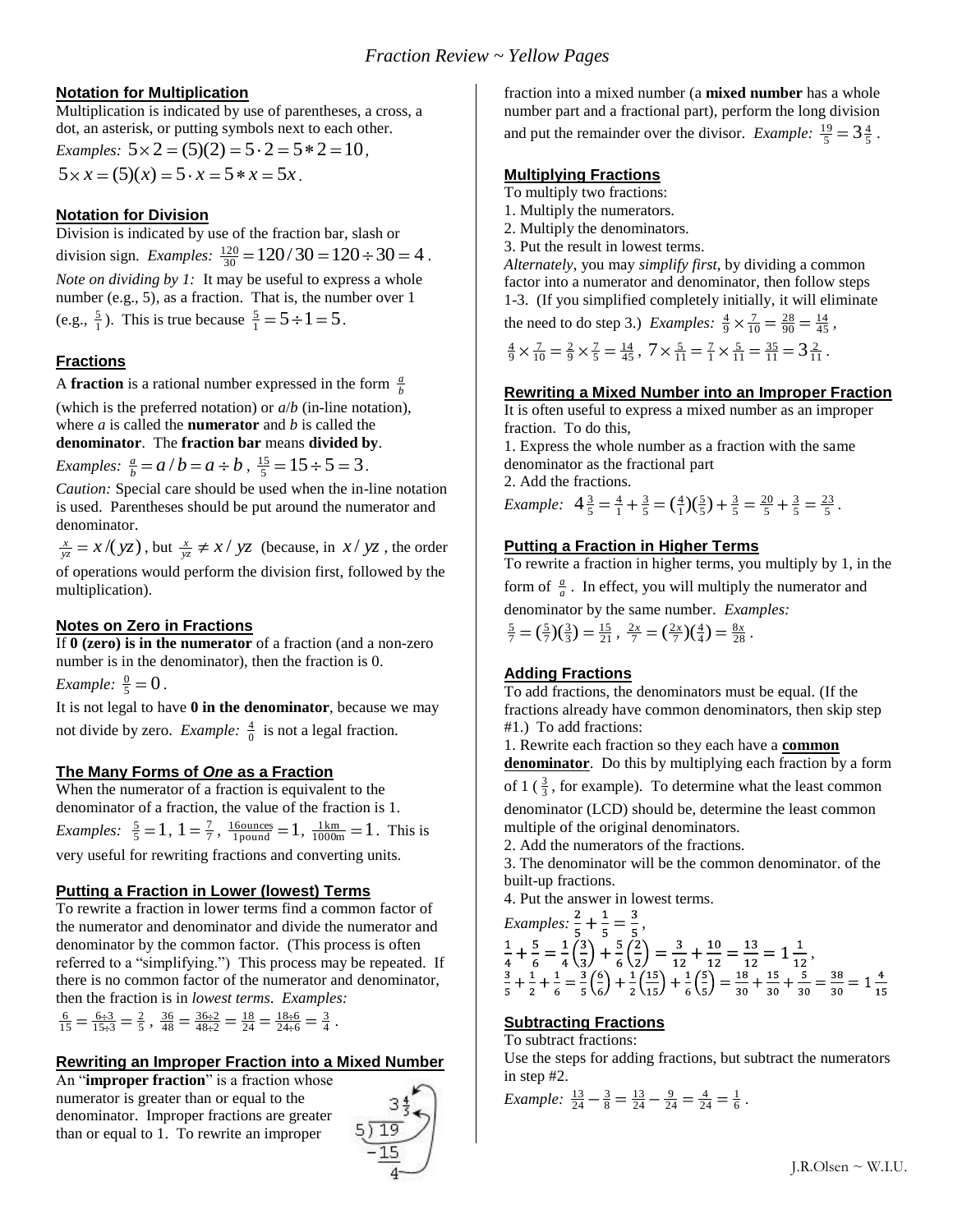# Fraction Review ~ Yellow Pages

## Notation for Multiplication

Multiplication is indicated by use of parentheses, a cross, a dot, an asterisk, or putting symbols next to each other.

*Examples:* $5 \times 2 = (5)(2) = 5 \cdot 2 = 5 * 2 = 10$,

$5 \times x = (5)(x) = 5 \cdot x = 5 * x = 5x$.

## Notation for Division

Division is indicated by use of the fraction bar, slash or division sign. *Examples:* $\frac{120}{30} = 120/30 = 120 \div 30 = 4$.

*Note on dividing by 1:* It may be useful to express a whole number (e.g., 5), as a fraction. That is, the number over 1 (e.g., $\frac{5}{1}$). This is true because $\frac{5}{1} = 5 \div 1 = 5$.

## Fractions

A **fraction** is a rational number expressed in the form $\frac{a}{b}$ (which is the preferred notation) or $a/b$ (in-line notation), where $a$ is called the **numerator** and $b$ is called the **denominator**. The **fraction bar** means **divided by**.

*Examples:* $\frac{a}{b} = a/b = a \div b$, $\frac{15}{5} = 15 \div 5 = 3$.

*Caution:* Special care should be used when the in-line notation is used. Parentheses should be put around the numerator and denominator.

$\frac{x}{yz} = x/(yz)$, but $\frac{x}{yz} \neq x/yz$ (because, in $x/yz$, the order of operations would perform the division first, followed by the multiplication).

## Notes on Zero in Fractions

If **0 (zero) is in the numerator** of a fraction (and a non-zero number is in the denominator), then the fraction is 0.

*Example:* $\frac{0}{5} = 0$.

It is not legal to have **0 in the denominator**, because we may not divide by zero. *Example:* $\frac{4}{0}$ is not a legal fraction.

## The Many Forms of *One* as a Fraction

When the numerator of a fraction is equivalent to the denominator of a fraction, the value of the fraction is 1.

*Examples:* $\frac{5}{5} = 1$, $1 = \frac{7}{7}$, $\frac{16\text{ounces}}{1\text{pound}} = 1$, $\frac{1\text{km}}{1000\text{m}} = 1$. This is very useful for rewriting fractions and converting units.

## Putting a Fraction in Lower (lowest) Terms

To rewrite a fraction in lower terms find a common factor of the numerator and denominator and divide the numerator and denominator by the common factor. (This process is often referred to a "simplifying.") This process may be repeated. If there is no common factor of the numerator and denominator, then the fraction is in *lowest terms*. *Examples:*

$\frac{6}{15} = \frac{6 \div 3}{15 \div 3} = \frac{2}{5}$, $\frac{36}{48} = \frac{36 \div 2}{48 \div 2} = \frac{18}{24} = \frac{18 \div 6}{24 \div 6} = \frac{3}{4}$.

## Rewriting an Improper Fraction into a Mixed Number

An "**improper fraction**" is a fraction whose numerator is greater than or equal to the denominator. Improper fractions are greater than or equal to 1. To rewrite an improper fraction into a mixed number (a **mixed number** has a whole number part and a fractional part), perform the long division and put the remainder over the divisor. *Example:* $\frac{19}{5} = 3\frac{4}{5}$.

$$
\begin{array}{r} 3\tfrac{4}{5} \\ 5\overline{)19} \\ -15 \\ \hline 4 \end{array}
$$

## Multiplying Fractions

To multiply two fractions:

1. Multiply the numerators.
2. Multiply the denominators.
3. Put the result in lowest terms.

*Alternately*, you may *simplify first*, by dividing a common factor into a numerator and denominator, then follow steps 1-3. (If you simplified completely initially, it will eliminate the need to do step 3.) *Examples:* $\frac{4}{9} \times \frac{7}{10} = \frac{28}{90} = \frac{14}{45}$,

$\frac{4}{9} \times \frac{7}{10} = \frac{2}{9} \times \frac{7}{5} = \frac{14}{45}$, $7 \times \frac{5}{11} = \frac{7}{1} \times \frac{5}{11} = \frac{35}{11} = 3\frac{2}{11}$.

## Rewriting a Mixed Number into an Improper Fraction

It is often useful to express a mixed number as an improper fraction. To do this,

1. Express the whole number as a fraction with the same denominator as the fractional part
2. Add the fractions.

*Example:* $4\frac{3}{5} = \frac{4}{1} + \frac{3}{5} = \left(\frac{4}{1}\right)\left(\frac{5}{5}\right) + \frac{3}{5} = \frac{20}{5} + \frac{3}{5} = \frac{23}{5}$.

## Putting a Fraction in Higher Terms

To rewrite a fraction in higher terms, you multiply by 1, in the form of $\frac{a}{a}$. In effect, you will multiply the numerator and denominator by the same number. *Examples:*

$\frac{5}{7} = \left(\frac{5}{7}\right)\left(\frac{3}{3}\right) = \frac{15}{21}$, $\frac{2x}{7} = \left(\frac{2x}{7}\right)\left(\frac{4}{4}\right) = \frac{8x}{28}$.

## Adding Fractions

To add fractions, the denominators must be equal. (If the fractions already have common denominators, then skip step #1.) To add fractions:

1. Rewrite each fraction so they each have a **common denominator**. Do this by multiplying each fraction by a form of 1 ($\frac{3}{3}$, for example). To determine what the least common denominator (LCD) should be, determine the least common multiple of the original denominators.
2. Add the numerators of the fractions.
3. The denominator will be the common denominator. of the built-up fractions.
4. Put the answer in lowest terms.

*Examples:* $\frac{2}{5} + \frac{1}{5} = \frac{3}{5}$,

$\frac{1}{4} + \frac{5}{6} = \frac{1}{4}\left(\frac{3}{3}\right) + \frac{5}{6}\left(\frac{2}{2}\right) = \frac{3}{12} + \frac{10}{12} = \frac{13}{12} = 1\frac{1}{12}$,

$\frac{3}{5} + \frac{1}{2} + \frac{1}{6} = \frac{3}{5}\left(\frac{6}{6}\right) + \frac{1}{2}\left(\frac{15}{15}\right) + \frac{1}{6}\left(\frac{5}{5}\right) = \frac{18}{30} + \frac{15}{30} + \frac{5}{30} = \frac{38}{30} = 1\frac{4}{15}$

## Subtracting Fractions

To subtract fractions:

Use the steps for adding fractions, but subtract the numerators in step #2.

*Example:* $\frac{13}{24} - \frac{3}{8} = \frac{13}{24} - \frac{9}{24} = \frac{4}{24} = \frac{1}{6}$.

J.R.Olsen ~ W.I.U.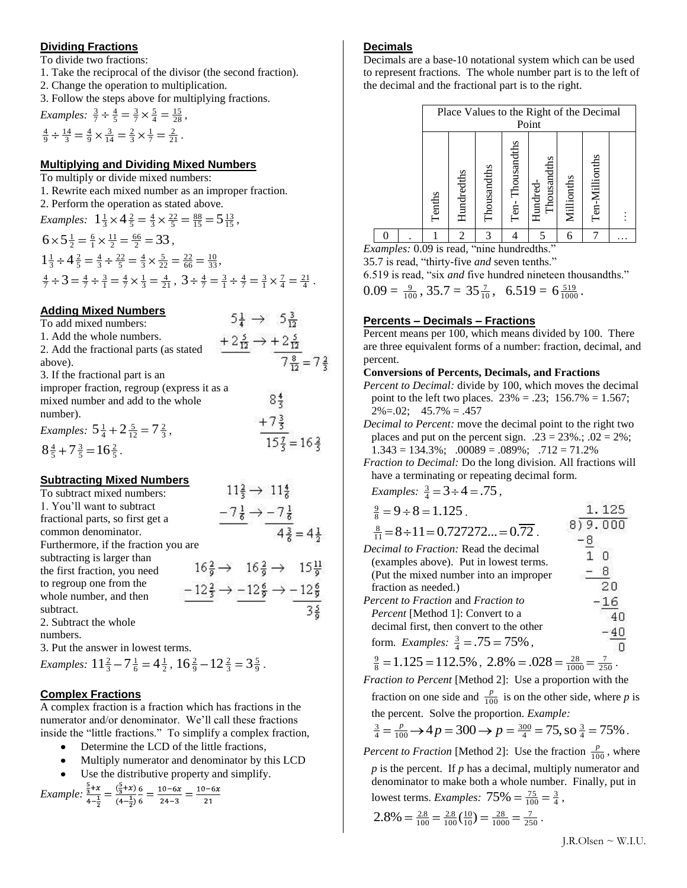### Dividing Fractions

To divide two fractions:

1. Take the reciprocal of the divisor (the second fraction).
2. Change the operation to multiplication.
3. Follow the steps above for multiplying fractions.

*Examples:* $\frac{3}{7} \div \frac{4}{5} = \frac{3}{7} \times \frac{5}{4} = \frac{15}{28}$,

$\frac{4}{9} \div \frac{14}{3} = \frac{4}{9} \times \frac{3}{14} = \frac{2}{3} \times \frac{1}{7} = \frac{2}{21}$.

### Multiplying and Dividing Mixed Numbers

To multiply or divide mixed numbers:

1. Rewrite each mixed number as an improper fraction.
2. Perform the operation as stated above.

*Examples:* $1\frac{1}{3} \times 4\frac{2}{5} = \frac{4}{3} \times \frac{22}{5} = \frac{88}{15} = 5\frac{13}{15}$,

$6 \times 5\frac{1}{2} = \frac{6}{1} \times \frac{11}{2} = \frac{66}{2} = 33$,

$1\frac{1}{3} \div 4\frac{2}{5} = \frac{4}{3} \div \frac{22}{5} = \frac{4}{3} \times \frac{5}{22} = \frac{22}{66} = \frac{10}{33}$,

$\frac{4}{7} \div 3 = \frac{4}{7} \div \frac{3}{1} = \frac{4}{7} \times \frac{1}{3} = \frac{4}{21}$, $3 \div \frac{4}{7} = \frac{3}{1} \div \frac{4}{7} = \frac{3}{1} \times \frac{7}{4} = \frac{21}{4}$.

### Adding Mixed Numbers

To add mixed numbers:

1. Add the whole numbers.
2. Add the fractional parts (as stated above).
3. If the fractional part is an improper fraction, regroup (express it as a mixed number and add to the whole number).

$$\begin{array}{r} 5\frac{1}{4} \rightarrow \phantom{+}5\frac{3}{12} \\ +2\frac{5}{12} \rightarrow +2\frac{5}{12} \\ \hline 7\frac{8}{12} = 7\frac{2}{3} \end{array}$$

$$\begin{array}{r} 8\frac{4}{5} \\ +7\frac{3}{5} \\ \hline 15\frac{7}{5} = 16\frac{2}{5} \end{array}$$

*Examples:* $5\frac{1}{4} + 2\frac{5}{12} = 7\frac{2}{3}$,

$8\frac{4}{5} + 7\frac{3}{5} = 16\frac{2}{5}$.

### Subtracting Mixed Numbers

To subtract mixed numbers:

1. You'll want to subtract fractional parts, so first get a common denominator. Furthermore, if the fraction you are subtracting is larger than the first fraction, you need to regroup one from the whole number, and then subtract.
2. Subtract the whole numbers.
3. Put the answer in lowest terms.

$$\begin{array}{r} 11\frac{2}{3} \rightarrow \phantom{-}11\frac{4}{6} \\ -7\frac{1}{6} \rightarrow -7\frac{1}{6} \\ \hline 4\frac{3}{6} = 4\frac{1}{2} \end{array}$$

$$\begin{array}{r} 16\frac{2}{9} \rightarrow \phantom{-}16\frac{2}{9} \rightarrow \phantom{-}15\frac{11}{9} \\ -12\frac{2}{3} \rightarrow -12\frac{6}{9} \rightarrow -12\frac{6}{9} \\ \hline 3\frac{5}{9} \end{array}$$

*Examples:* $11\frac{2}{3} - 7\frac{1}{6} = 4\frac{1}{2}$, $16\frac{2}{9} - 12\frac{2}{3} = 3\frac{5}{9}$.

### Complex Fractions

A complex fraction is a fraction which has fractions in the numerator and/or denominator. We'll call these fractions inside the "little fractions." To simplify a complex fraction,

- Determine the LCD of the little fractions,
- Multiply numerator and denominator by this LCD
- Use the distributive property and simplify.

*Example:* $\frac{\frac{5}{3}+x}{4-\frac{1}{2}} = \frac{(\frac{5}{3}+x)\,6}{(4-\frac{1}{2})\,6} = \frac{10-6x}{24-3} = \frac{10-6x}{21}$

### Decimals

Decimals are a base-10 notational system which can be used to represent fractions. The whole number part is to the left of the decimal and the fractional part is to the right.

| | | Place Values to the Right of the Decimal Point | | | | | | | |
|---|---|---|---|---|---|---|---|---|---|
| | | Tenths | Hundredths | Thousandths | Ten- Thousandths | Hundred-Thousandths | Millionths | Ten-Millionths | … |
| 0 | . | 1 | 2 | 3 | 4 | 5 | 6 | 7 | … |

*Examples:* 0.09 is read, "nine hundredths."
35.7 is read, "thirty-five *and* seven tenths."
6.519 is read, "six *and* five hundred nineteen thousandths."

$0.09 = \frac{9}{100}$, $35.7 = 35\frac{7}{10}$, $6.519 = 6\frac{519}{1000}$.

### Percents – Decimals – Fractions

Percent means per 100, which means divided by 100. There are three equivalent forms of a number: fraction, decimal, and percent.

**Conversions of Percents, Decimals, and Fractions**

*Percent to Decimal:* divide by 100, which moves the decimal point to the left two places. 23% = .23; 156.7% = 1.567; 2%=.02; 45.7% = .457

*Decimal to Percent:* move the decimal point to the right two places and put on the percent sign. .23 = 23%.; .02 = 2%; 1.343 = 134.3%; .00089 = .089%; .712 = 71.2%

*Fraction to Decimal:* Do the long division. All fractions will have a terminating or repeating decimal form.

*Examples:* $\frac{3}{4} = 3 \div 4 = .75$,

$\frac{9}{8} = 9 \div 8 = 1.125$.

$\frac{8}{11} = 8 \div 11 = 0.727272... = 0.\overline{72}$.

$$\begin{array}{r} 1.125 \\ 8\overline{)9.000} \\ -8\phantom{.000} \\ \hline 1\,0\phantom{00} \\ -\phantom{1}8\phantom{00} \\ \hline 20\phantom{0} \\ -16\phantom{0} \\ \hline 40 \\ -40 \\ \hline 0 \end{array}$$

*Decimal to Fraction:* Read the decimal (examples above). Put in lowest terms. (Put the mixed number into an improper fraction as needed.)

*Percent to Fraction* and *Fraction to Percent* [Method 1]: Convert to a decimal first, then convert to the other form. *Examples:* $\frac{3}{4} = .75 = 75\%$,

$\frac{9}{8} = 1.125 = 112.5\%$, $2.8\% = .028 = \frac{28}{1000} = \frac{7}{250}$.

*Fraction to Percent* [Method 2]: Use a proportion with the fraction on one side and $\frac{p}{100}$ is on the other side, where $p$ is the percent. Solve the proportion. *Example:*

$\frac{3}{4} = \frac{p}{100} \rightarrow 4p = 300 \rightarrow p = \frac{300}{4} = 75$, so $\frac{3}{4} = 75\%$.

*Percent to Fraction* [Method 2]: Use the fraction $\frac{p}{100}$, where $p$ is the percent. If $p$ has a decimal, multiply numerator and denominator to make both a whole number. Finally, put in lowest terms. *Examples:* $75\% = \frac{75}{100} = \frac{3}{4}$,

$2.8\% = \frac{2.8}{100} = \frac{2.8}{100}(\frac{10}{10}) = \frac{28}{1000} = \frac{7}{250}$.